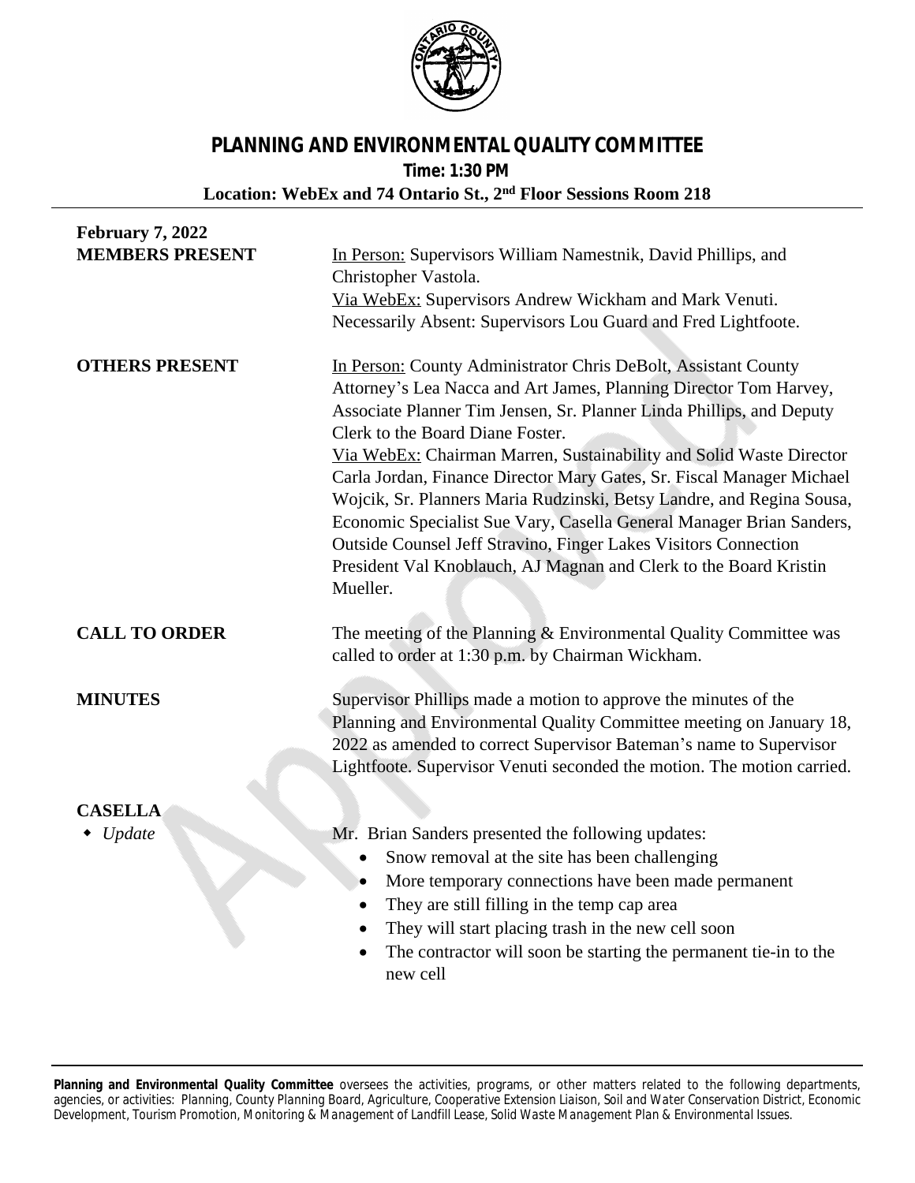# PLANNING AND ENVIRONMENTAL QUALITY COMMITTEE

**Time: 1:30 PM**

**Location: WebEx and 74 Ontario St., 2nd Floor Sessions Room 218**

**February 7, 2022**

**MEMBERS PRESENT**

In Person: Supervisors William Namestnik, David Phillips, and Christopher Vastola.
Via WebEx: Supervisors Andrew Wickham and Mark Venuti.
Necessarily Absent: Supervisors Lou Guard and Fred Lightfoote.

**OTHERS PRESENT**

In Person: County Administrator Chris DeBolt, Assistant County Attorney's Lea Nacca and Art James, Planning Director Tom Harvey, Associate Planner Tim Jensen, Sr. Planner Linda Phillips, and Deputy Clerk to the Board Diane Foster.
Via WebEx: Chairman Marren, Sustainability and Solid Waste Director Carla Jordan, Finance Director Mary Gates, Sr. Fiscal Manager Michael Wojcik, Sr. Planners Maria Rudzinski, Betsy Landre, and Regina Sousa, Economic Specialist Sue Vary, Casella General Manager Brian Sanders, Outside Counsel Jeff Stravino, Finger Lakes Visitors Connection President Val Knoblauch, AJ Magnan and Clerk to the Board Kristin Mueller.

**CALL TO ORDER**

The meeting of the Planning & Environmental Quality Committee was called to order at 1:30 p.m. by Chairman Wickham.

**MINUTES**

Supervisor Phillips made a motion to approve the minutes of the Planning and Environmental Quality Committee meeting on January 18, 2022 as amended to correct Supervisor Bateman's name to Supervisor Lightfoote. Supervisor Venuti seconded the motion. The motion carried.

**CASELLA**

- *Update*

Mr. Brian Sanders presented the following updates:

- Snow removal at the site has been challenging
- More temporary connections have been made permanent
- They are still filling in the temp cap area
- They will start placing trash in the new cell soon
- The contractor will soon be starting the permanent tie-in to the new cell

**Planning and Environmental Quality Committee** oversees the activities, programs, or other matters related to the following departments, agencies, or activities: Planning, County Planning Board, Agriculture, Cooperative Extension Liaison, Soil and Water Conservation District, Economic Development, Tourism Promotion, Monitoring & Management of Landfill Lease, Solid Waste Management Plan & Environmental Issues.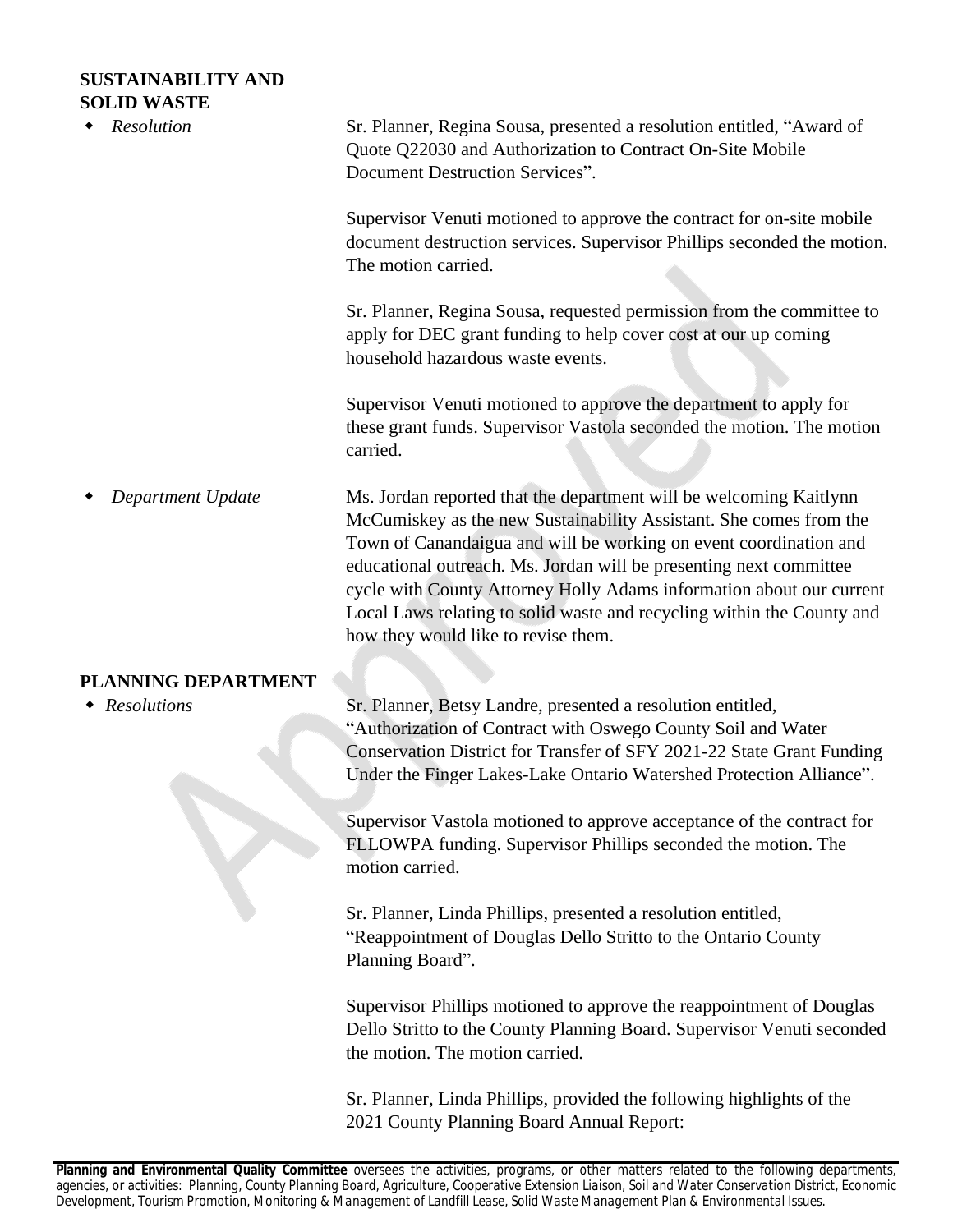## SUSTAINABILITY AND SOLID WASTE

- *Resolution*

Sr. Planner, Regina Sousa, presented a resolution entitled, "Award of Quote Q22030 and Authorization to Contract On-Site Mobile Document Destruction Services".

Supervisor Venuti motioned to approve the contract for on-site mobile document destruction services. Supervisor Phillips seconded the motion. The motion carried.

Sr. Planner, Regina Sousa, requested permission from the committee to apply for DEC grant funding to help cover cost at our up coming household hazardous waste events.

Supervisor Venuti motioned to approve the department to apply for these grant funds. Supervisor Vastola seconded the motion. The motion carried.

- *Department Update*

Ms. Jordan reported that the department will be welcoming Kaitlynn McCumiskey as the new Sustainability Assistant. She comes from the Town of Canandaigua and will be working on event coordination and educational outreach. Ms. Jordan will be presenting next committee cycle with County Attorney Holly Adams information about our current Local Laws relating to solid waste and recycling within the County and how they would like to revise them.

## PLANNING DEPARTMENT

- *Resolutions*

Sr. Planner, Betsy Landre, presented a resolution entitled, "Authorization of Contract with Oswego County Soil and Water Conservation District for Transfer of SFY 2021-22 State Grant Funding Under the Finger Lakes-Lake Ontario Watershed Protection Alliance".

Supervisor Vastola motioned to approve acceptance of the contract for FLLOWPA funding. Supervisor Phillips seconded the motion. The motion carried.

Sr. Planner, Linda Phillips, presented a resolution entitled, "Reappointment of Douglas Dello Stritto to the Ontario County Planning Board".

Supervisor Phillips motioned to approve the reappointment of Douglas Dello Stritto to the County Planning Board. Supervisor Venuti seconded the motion. The motion carried.

Sr. Planner, Linda Phillips, provided the following highlights of the 2021 County Planning Board Annual Report:

**Planning and Environmental Quality Committee** oversees the activities, programs, or other matters related to the following departments, agencies, or activities: Planning, County Planning Board, Agriculture, Cooperative Extension Liaison, Soil and Water Conservation District, Economic Development, Tourism Promotion, Monitoring & Management of Landfill Lease, Solid Waste Management Plan & Environmental Issues.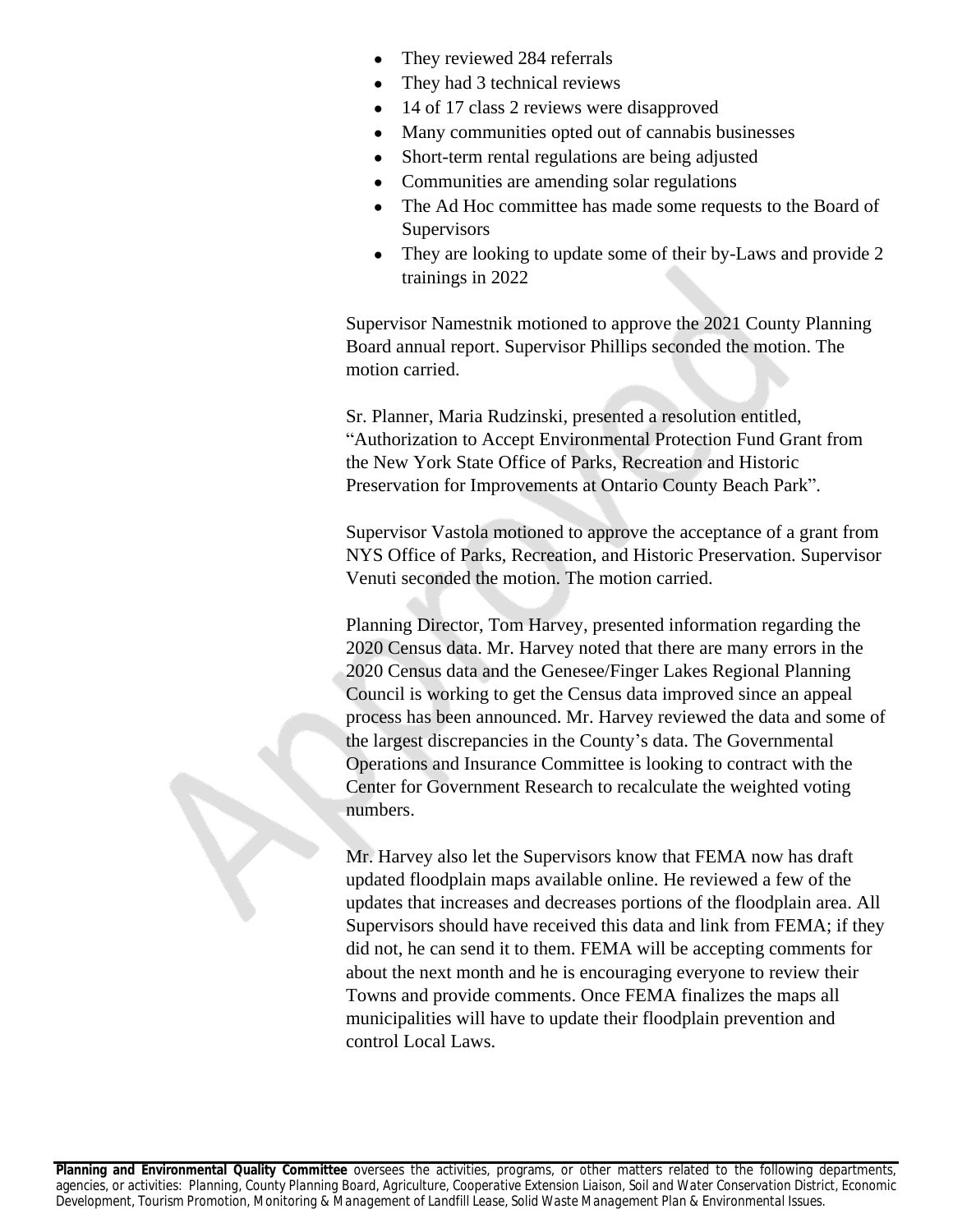- They reviewed 284 referrals
- They had 3 technical reviews
- 14 of 17 class 2 reviews were disapproved
- Many communities opted out of cannabis businesses
- Short-term rental regulations are being adjusted
- Communities are amending solar regulations
- The Ad Hoc committee has made some requests to the Board of Supervisors
- They are looking to update some of their by-Laws and provide 2 trainings in 2022

Supervisor Namestnik motioned to approve the 2021 County Planning Board annual report. Supervisor Phillips seconded the motion. The motion carried.

Sr. Planner, Maria Rudzinski, presented a resolution entitled, "Authorization to Accept Environmental Protection Fund Grant from the New York State Office of Parks, Recreation and Historic Preservation for Improvements at Ontario County Beach Park".

Supervisor Vastola motioned to approve the acceptance of a grant from NYS Office of Parks, Recreation, and Historic Preservation. Supervisor Venuti seconded the motion. The motion carried.

Planning Director, Tom Harvey, presented information regarding the 2020 Census data. Mr. Harvey noted that there are many errors in the 2020 Census data and the Genesee/Finger Lakes Regional Planning Council is working to get the Census data improved since an appeal process has been announced. Mr. Harvey reviewed the data and some of the largest discrepancies in the County's data. The Governmental Operations and Insurance Committee is looking to contract with the Center for Government Research to recalculate the weighted voting numbers.

Mr. Harvey also let the Supervisors know that FEMA now has draft updated floodplain maps available online. He reviewed a few of the updates that increases and decreases portions of the floodplain area. All Supervisors should have received this data and link from FEMA; if they did not, he can send it to them. FEMA will be accepting comments for about the next month and he is encouraging everyone to review their Towns and provide comments. Once FEMA finalizes the maps all municipalities will have to update their floodplain prevention and control Local Laws.

**Planning and Environmental Quality Committee** oversees the activities, programs, or other matters related to the following departments, agencies, or activities: Planning, County Planning Board, Agriculture, Cooperative Extension Liaison, Soil and Water Conservation District, Economic Development, Tourism Promotion, Monitoring & Management of Landfill Lease, Solid Waste Management Plan & Environmental Issues.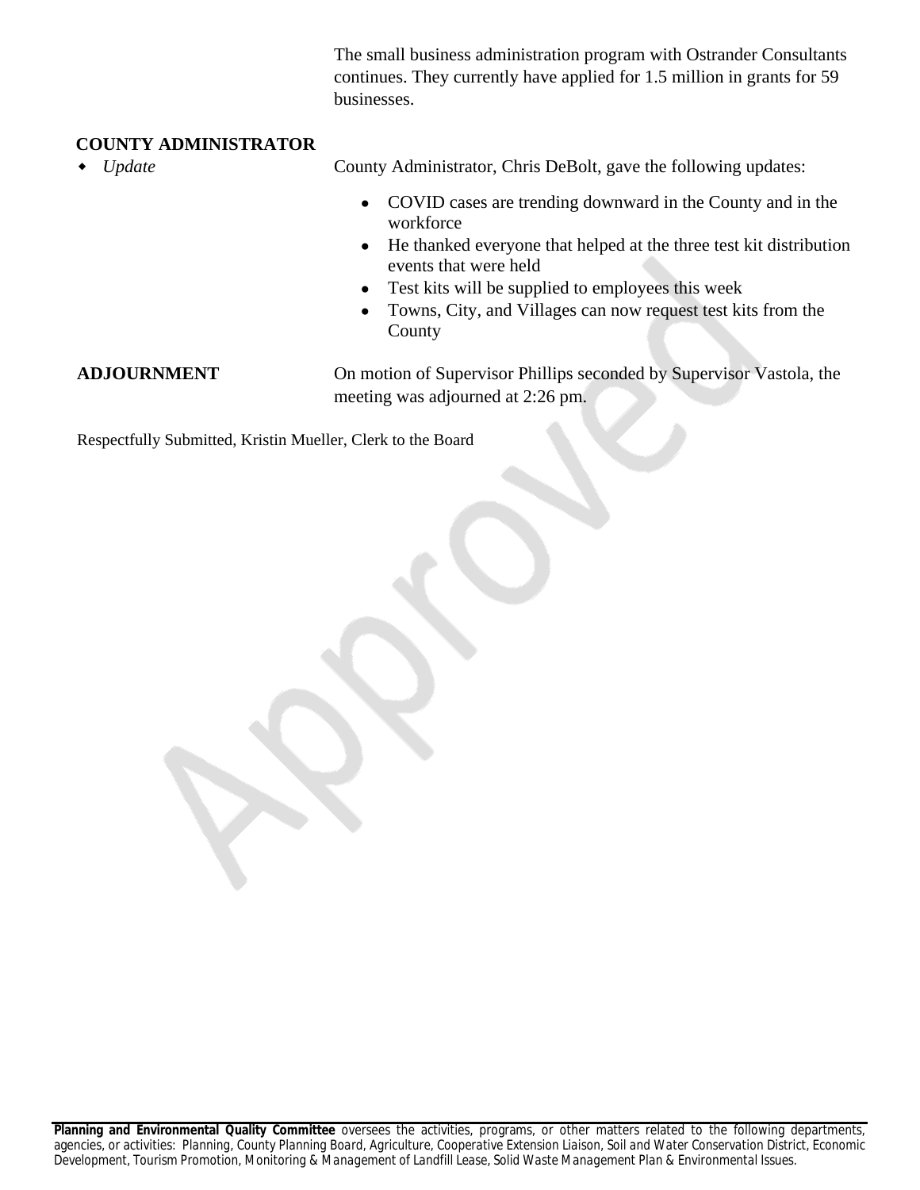The small business administration program with Ostrander Consultants continues. They currently have applied for 1.5 million in grants for 59 businesses.

**COUNTY ADMINISTRATOR**

- *Update*

County Administrator, Chris DeBolt, gave the following updates:

- COVID cases are trending downward in the County and in the workforce
- He thanked everyone that helped at the three test kit distribution events that were held
- Test kits will be supplied to employees this week
- Towns, City, and Villages can now request test kits from the County

**ADJOURNMENT**

On motion of Supervisor Phillips seconded by Supervisor Vastola, the meeting was adjourned at 2:26 pm.

Respectfully Submitted, Kristin Mueller, Clerk to the Board

**Planning and Environmental Quality Committee** oversees the activities, programs, or other matters related to the following departments, agencies, or activities: Planning, County Planning Board, Agriculture, Cooperative Extension Liaison, Soil and Water Conservation District, Economic Development, Tourism Promotion, Monitoring & Management of Landfill Lease, Solid Waste Management Plan & Environmental Issues.